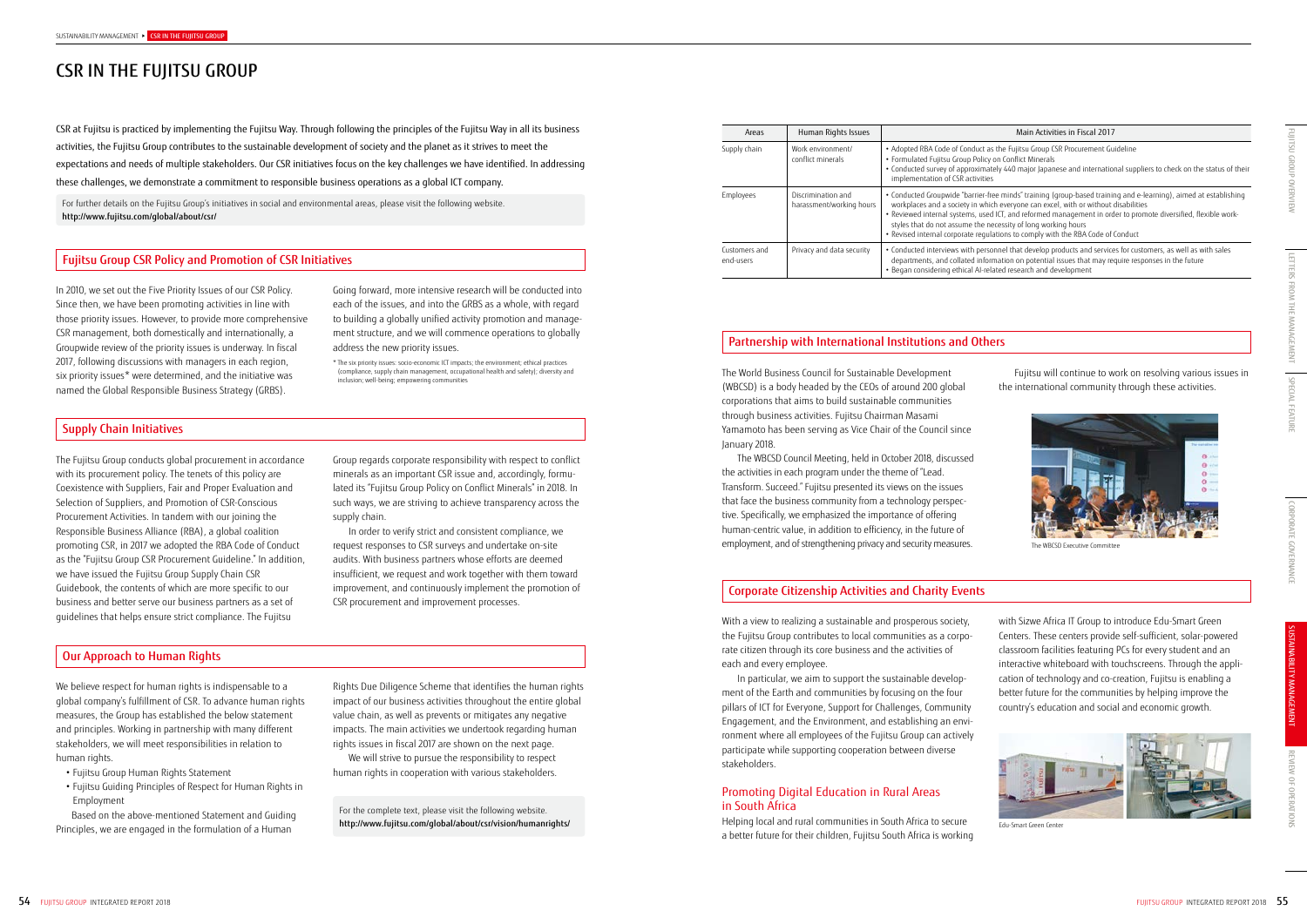# CSR IN THE FUJITSU GROUP

CSR at Fujitsu is practiced by implementing the Fujitsu Way. Through following the principles of the Fujitsu Way in all its business activities, the Fujitsu Group contributes to the sustainable development of society and the planet as it strives to meet the expectations and needs of multiple stakeholders. Our CSR initiatives focus on the key challenges we have identified. In addressing these challenges, we demonstrate a commitment to responsible business operations as a global ICT company.

For further details on the Fujitsu Group's initiatives in social and environmental areas, please visit the following website.
**http://www.fujitsu.com/global/about/csr/**

## Fujitsu Group CSR Policy and Promotion of CSR Initiatives

In 2010, we set out the Five Priority Issues of our CSR Policy. Since then, we have been promoting activities in line with those priority issues. However, to provide more comprehensive CSR management, both domestically and internationally, a Groupwide review of the priority issues is underway. In fiscal 2017, following discussions with managers in each region, six priority issues* were determined, and the initiative was named the Global Responsible Business Strategy (GRBS).

Going forward, more intensive research will be conducted into each of the issues, and into the GRBS as a whole, with regard to building a globally unified activity promotion and management structure, and we will commence operations to globally address the new priority issues.

\* The six priority issues: socio-economic ICT impacts; the environment; ethical practices (compliance, supply chain management, occupational health and safety); diversity and inclusion; well-being; empowering communities

## Supply Chain Initiatives

The Fujitsu Group conducts global procurement in accordance with its procurement policy. The tenets of this policy are Coexistence with Suppliers, Fair and Proper Evaluation and Selection of Suppliers, and Promotion of CSR-Conscious Procurement Activities. In tandem with our joining the Responsible Business Alliance (RBA), a global coalition promoting CSR, in 2017 we adopted the RBA Code of Conduct as the "Fujitsu Group CSR Procurement Guideline." In addition, we have issued the Fujitsu Group Supply Chain CSR Guidebook, the contents of which are more specific to our business and better serve our business partners as a set of guidelines that helps ensure strict compliance. The Fujitsu Group regards corporate responsibility with respect to conflict minerals as an important CSR issue and, accordingly, formulated its "Fujitsu Group Policy on Conflict Minerals" in 2018. In such ways, we are striving to achieve transparency across the supply chain.

In order to verify strict and consistent compliance, we request responses to CSR surveys and undertake on-site audits. With business partners whose efforts are deemed insufficient, we request and work together with them toward improvement, and continuously implement the promotion of CSR procurement and improvement processes.

## Our Approach to Human Rights

We believe respect for human rights is indispensable to a global company's fulfillment of CSR. To advance human rights measures, the Group has established the below statement and principles. Working in partnership with many different stakeholders, we will meet responsibilities in relation to human rights.

- Fujitsu Group Human Rights Statement
- Fujitsu Guiding Principles of Respect for Human Rights in Employment

Based on the above-mentioned Statement and Guiding Principles, we are engaged in the formulation of a Human Rights Due Diligence Scheme that identifies the human rights impact of our business activities throughout the entire global value chain, as well as prevents or mitigates any negative impacts. The main activities we undertook regarding human rights issues in fiscal 2017 are shown on the next page.

We will strive to pursue the responsibility to respect human rights in cooperation with various stakeholders.

For the complete text, please visit the following website.
**http://www.fujitsu.com/global/about/csr/vision/humanrights/**

| Areas | Human Rights Issues | Main Activities in Fiscal 2017 |
|---|---|---|
| Supply chain | Work environment/ conflict minerals | • Adopted RBA Code of Conduct as the Fujitsu Group CSR Procurement Guideline<br>• Formulated Fujitsu Group Policy on Conflict Minerals<br>• Conducted survey of approximately 440 major Japanese and international suppliers to check on the status of their implementation of CSR activities |
| Employees | Discrimination and harassment/working hours | • Conducted Groupwide "barrier-free minds" training (group-based training and e-learning), aimed at establishing workplaces and a society in which everyone can excel, with or without disabilities<br>• Reviewed internal systems, used ICT, and reformed management in order to promote diversified, flexible work-styles that do not assume the necessity of long working hours<br>• Revised internal corporate regulations to comply with the RBA Code of Conduct |
| Customers and end-users | Privacy and data security | • Conducted interviews with personnel that develop products and services for customers, as well as with sales departments, and collated information on potential issues that may require responses in the future<br>• Began considering ethical AI-related research and development |

## Partnership with International Institutions and Others

The World Business Council for Sustainable Development (WBCSD) is a body headed by the CEOs of around 200 global corporations that aims to build sustainable communities through business activities. Fujitsu Chairman Masami Yamamoto has been serving as Vice Chair of the Council since January 2018.

The WBCSD Council Meeting, held in October 2018, discussed the activities in each program under the theme of "Lead. Transform. Succeed." Fujitsu presented its views on the issues that face the business community from a technology perspective. Specifically, we emphasized the importance of offering human-centric value, in addition to efficiency, in the future of employment, and of strengthening privacy and security measures.

Fujitsu will continue to work on resolving various issues in the international community through these activities.

The WBCSD Executive Committee

## Corporate Citizenship Activities and Charity Events

With a view to realizing a sustainable and prosperous society, the Fujitsu Group contributes to local communities as a corporate citizen through its core business and the activities of each and every employee.

In particular, we aim to support the sustainable development of the Earth and communities by focusing on the four pillars of ICT for Everyone, Support for Challenges, Community Engagement, and the Environment, and establishing an environment where all employees of the Fujitsu Group can actively participate while supporting cooperation between diverse stakeholders.

### Promoting Digital Education in Rural Areas in South Africa

Helping local and rural communities in South Africa to secure a better future for their children, Fujitsu South Africa is working with Sizwe Africa IT Group to introduce Edu-Smart Green Centers. These centers provide self-sufficient, solar-powered classroom facilities featuring PCs for every student and an interactive whiteboard with touchscreens. Through the application of technology and co-creation, Fujitsu is enabling a better future for the communities by helping improve the country's education and social and economic growth.

Edu-Smart Green Center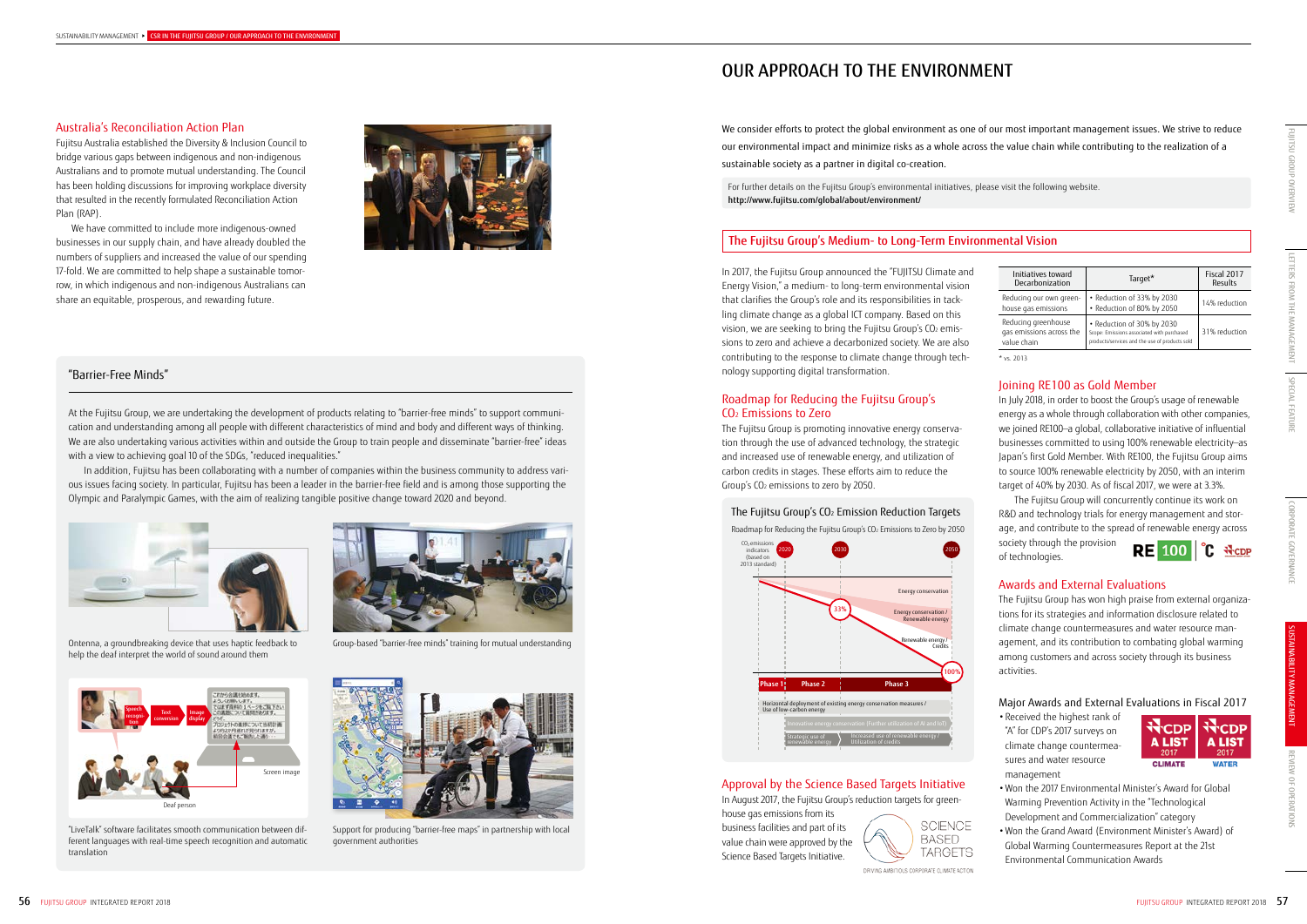## Australia's Reconciliation Action Plan

Fujitsu Australia established the Diversity & Inclusion Council to bridge various gaps between indigenous and non-indigenous Australians and to promote mutual understanding. The Council has been holding discussions for improving workplace diversity that resulted in the recently formulated Reconciliation Action Plan (RAP).

We have committed to include more indigenous-owned businesses in our supply chain, and have already doubled the numbers of suppliers and increased the value of our spending 17-fold. We are committed to help shape a sustainable tomorrow, in which indigenous and non-indigenous Australians can share an equitable, prosperous, and rewarding future.

## "Barrier-Free Minds"

At the Fujitsu Group, we are undertaking the development of products relating to "barrier-free minds" to support communication and understanding among all people with different characteristics of mind and body and different ways of thinking. We are also undertaking various activities within and outside the Group to train people and disseminate "barrier-free" ideas with a view to achieving goal 10 of the SDGs, "reduced inequalities."

In addition, Fujitsu has been collaborating with a number of companies within the business community to address various issues facing society. In particular, Fujitsu has been a leader in the barrier-free field and is among those supporting the Olympic and Paralympic Games, with the aim of realizing tangible positive change toward 2020 and beyond.

Ontenna, a groundbreaking device that uses haptic feedback to help the deaf interpret the world of sound around them

Group-based "barrier-free minds" training for mutual understanding

Speech recognition
Text conversion
Image display
Screen image
Deaf person

"LiveTalk" software facilitates smooth communication between different languages with real-time speech recognition and automatic translation

Support for producing "barrier-free maps" in partnership with local government authorities

# OUR APPROACH TO THE ENVIRONMENT

We consider efforts to protect the global environment as one of our most important management issues. We strive to reduce our environmental impact and minimize risks as a whole across the value chain while contributing to the realization of a sustainable society as a partner in digital co-creation.

For further details on the Fujitsu Group's environmental initiatives, please visit the following website.
**http://www.fujitsu.com/global/about/environment/**

## The Fujitsu Group's Medium- to Long-Term Environmental Vision

In 2017, the Fujitsu Group announced the "FUJITSU Climate and Energy Vision," a medium- to long-term environmental vision that clarifies the Group's role and its responsibilities in tackling climate change as a global ICT company. Based on this vision, we are seeking to bring the Fujitsu Group's $CO_2$ emissions to zero and achieve a decarbonized society. We are also contributing to the response to climate change through technology supporting digital transformation.

### Roadmap for Reducing the Fujitsu Group's $CO_2$ Emissions to Zero

The Fujitsu Group is promoting innovative energy conservation through the use of advanced technology, the strategic and increased use of renewable energy, and utilization of carbon credits in stages. These efforts aim to reduce the Group's $CO_2$ emissions to zero by 2050.

**The Fujitsu Group's $CO_2$ Emission Reduction Targets**

Roadmap for Reducing the Fujitsu Group's $CO_2$ Emissions to Zero by 2050

$CO_2$ emissions indicators (based on 2013 standard)
2020
2030
2050
33%
100%
Energy conservation
Energy conservation / Renewable energy
Renewable energy / Credits
Phase 1
Phase 2
Phase 3
Horizontal deployment of existing energy conservation measures / Use of low-carbon energy
Innovative energy conservation (Further utilization of AI and IoT)
Strategic use of renewable energy
Increased use of renewable energy / Utilization of credits

| Initiatives toward Decarbonization | Target* | Fiscal 2017 Results |
|---|---|---|
| Reducing our own greenhouse gas emissions | • Reduction of 33% by 2030<br>• Reduction of 80% by 2050 | 14% reduction |
| Reducing greenhouse gas emissions across the value chain | • Reduction of 30% by 2030<br>Scope: Emissions associated with purchased products/services and the use of products sold | 31% reduction |

\* vs. 2013

### Joining RE100 as Gold Member

In July 2018, in order to boost the Group's usage of renewable energy as a whole through collaboration with other companies, we joined RE100–a global, collaborative initiative of influential businesses committed to using 100% renewable electricity–as Japan's first Gold Member. With RE100, the Fujitsu Group aims to source 100% renewable electricity by 2050, with an interim target of 40% by 2030. As of fiscal 2017, we were at 3.3%.

The Fujitsu Group will concurrently continue its work on R&D and technology trials for energy management and storage, and contribute to the spread of renewable energy across society through the provision of technologies.

### Approval by the Science Based Targets Initiative

In August 2017, the Fujitsu Group's reduction targets for greenhouse gas emissions from its business facilities and part of its value chain were approved by the Science Based Targets Initiative.

### Awards and External Evaluations

The Fujitsu Group has won high praise from external organizations for its strategies and information disclosure related to climate change countermeasures and water resource management, and its contribution to combating global warming among customers and across society through its business activities.

**Major Awards and External Evaluations in Fiscal 2017**

- Received the highest rank of "A" for CDP's 2017 surveys on climate change countermeasures and water resource management
- Won the 2017 Environmental Minister's Award for Global Warming Prevention Activity in the "Technological Development and Commercialization" category
- Won the Grand Award (Environment Minister's Award) of Global Warming Countermeasures Report at the 21st Environmental Communication Awards